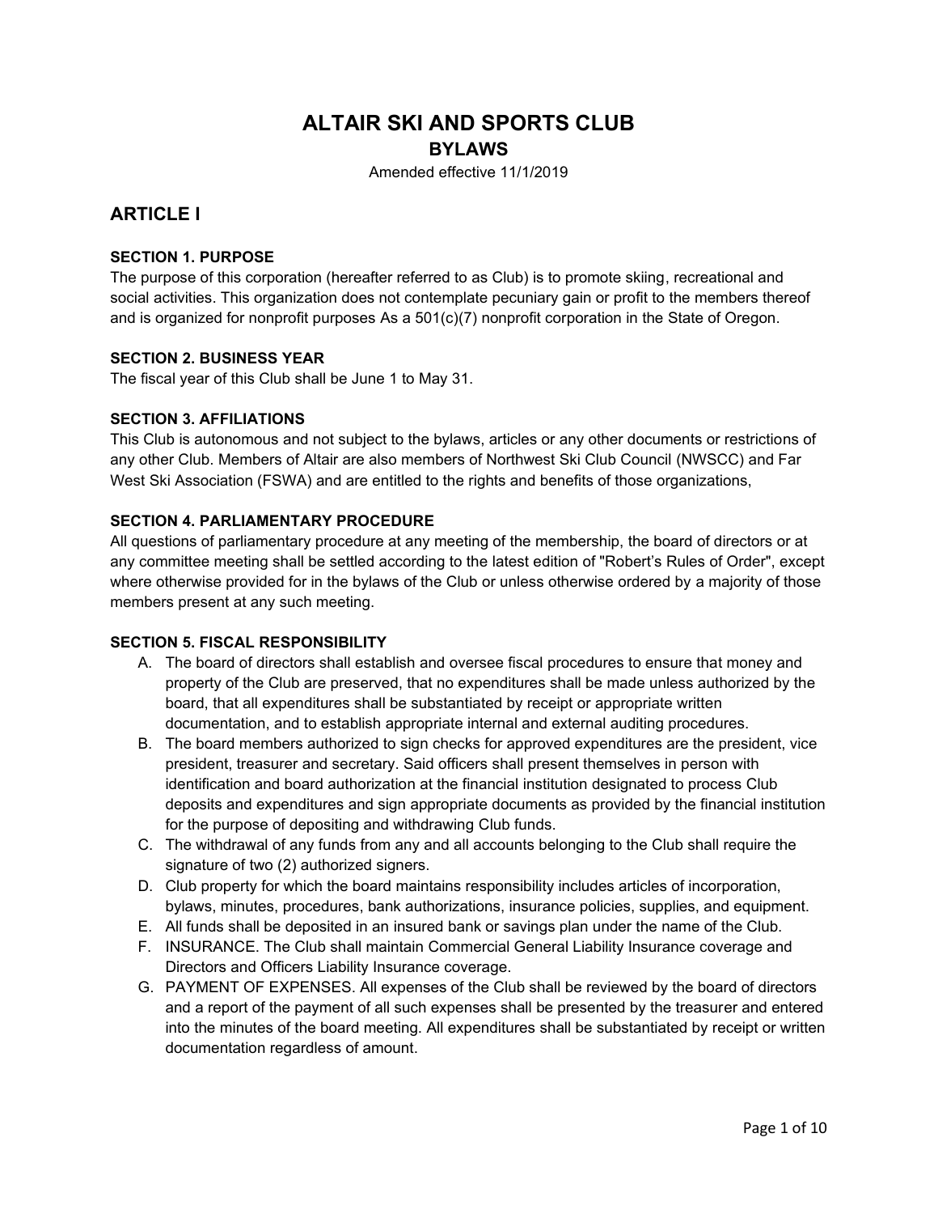# ALTAIR SKI AND SPORTS CLUB

## BYLAWS

Amended effective 11/1/2019

## ARTICLE I

### SECTION 1. PURPOSE

The purpose of this corporation (hereafter referred to as Club) is to promote skiing, recreational and social activities. This organization does not contemplate pecuniary gain or profit to the members thereof and is organized for nonprofit purposes As a 501(c)(7) nonprofit corporation in the State of Oregon.

### SECTION 2. BUSINESS YEAR

The fiscal year of this Club shall be June 1 to May 31.

### SECTION 3. AFFILIATIONS

This Club is autonomous and not subject to the bylaws, articles or any other documents or restrictions of any other Club. Members of Altair are also members of Northwest Ski Club Council (NWSCC) and Far West Ski Association (FSWA) and are entitled to the rights and benefits of those organizations,

### SECTION 4. PARLIAMENTARY PROCEDURE

All questions of parliamentary procedure at any meeting of the membership, the board of directors or at any committee meeting shall be settled according to the latest edition of "Robert's Rules of Order", except where otherwise provided for in the bylaws of the Club or unless otherwise ordered by a majority of those members present at any such meeting.

### SECTION 5. FISCAL RESPONSIBILITY

A. The board of directors shall establish and oversee fiscal procedures to ensure that money and property of the Club are preserved, that no expenditures shall be made unless authorized by the board, that all expenditures shall be substantiated by receipt or appropriate written documentation, and to establish appropriate internal and external auditing procedures.

B. The board members authorized to sign checks for approved expenditures are the president, vice president, treasurer and secretary. Said officers shall present themselves in person with identification and board authorization at the financial institution designated to process Club deposits and expenditures and sign appropriate documents as provided by the financial institution for the purpose of depositing and withdrawing Club funds.

C. The withdrawal of any funds from any and all accounts belonging to the Club shall require the signature of two (2) authorized signers.

D. Club property for which the board maintains responsibility includes articles of incorporation, bylaws, minutes, procedures, bank authorizations, insurance policies, supplies, and equipment.

E. All funds shall be deposited in an insured bank or savings plan under the name of the Club.

F. INSURANCE. The Club shall maintain Commercial General Liability Insurance coverage and Directors and Officers Liability Insurance coverage.

G. PAYMENT OF EXPENSES. All expenses of the Club shall be reviewed by the board of directors and a report of the payment of all such expenses shall be presented by the treasurer and entered into the minutes of the board meeting. All expenditures shall be substantiated by receipt or written documentation regardless of amount.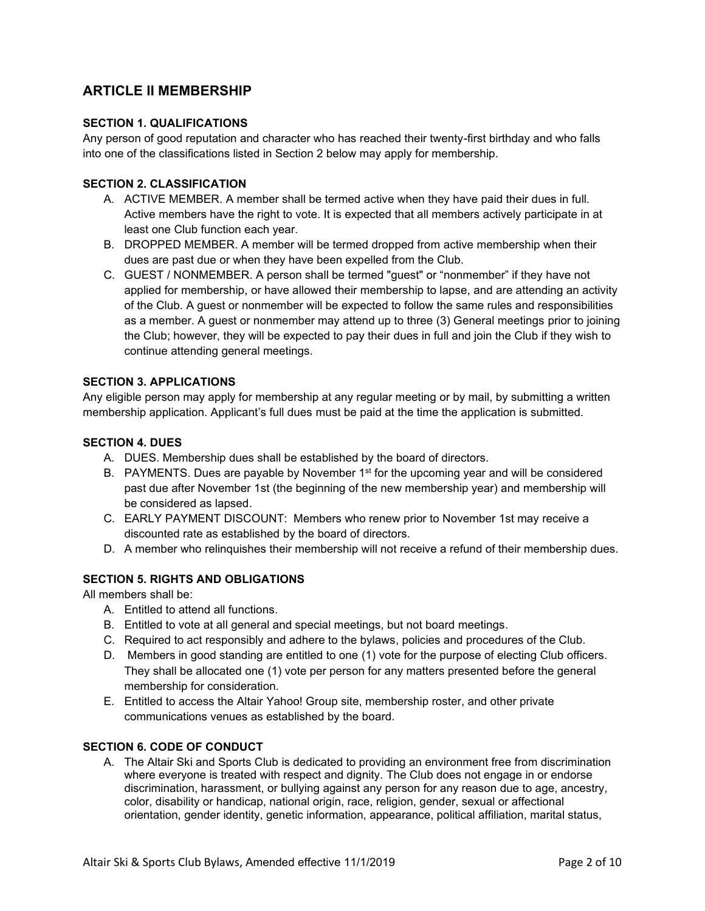## ARTICLE II MEMBERSHIP

### SECTION 1. QUALIFICATIONS

Any person of good reputation and character who has reached their twenty-first birthday and who falls into one of the classifications listed in Section 2 below may apply for membership.

### SECTION 2. CLASSIFICATION

A. ACTIVE MEMBER. A member shall be termed active when they have paid their dues in full. Active members have the right to vote. It is expected that all members actively participate in at least one Club function each year.

B. DROPPED MEMBER. A member will be termed dropped from active membership when their dues are past due or when they have been expelled from the Club.

C. GUEST / NONMEMBER. A person shall be termed "guest" or "nonmember" if they have not applied for membership, or have allowed their membership to lapse, and are attending an activity of the Club. A guest or nonmember will be expected to follow the same rules and responsibilities as a member. A guest or nonmember may attend up to three (3) General meetings prior to joining the Club; however, they will be expected to pay their dues in full and join the Club if they wish to continue attending general meetings.

### SECTION 3. APPLICATIONS

Any eligible person may apply for membership at any regular meeting or by mail, by submitting a written membership application. Applicant's full dues must be paid at the time the application is submitted.

### SECTION 4. DUES

A. DUES. Membership dues shall be established by the board of directors.

B. PAYMENTS. Dues are payable by November 1st for the upcoming year and will be considered past due after November 1st (the beginning of the new membership year) and membership will be considered as lapsed.

C. EARLY PAYMENT DISCOUNT: Members who renew prior to November 1st may receive a discounted rate as established by the board of directors.

D. A member who relinquishes their membership will not receive a refund of their membership dues.

### SECTION 5. RIGHTS AND OBLIGATIONS

All members shall be:

A. Entitled to attend all functions.

B. Entitled to vote at all general and special meetings, but not board meetings.

C. Required to act responsibly and adhere to the bylaws, policies and procedures of the Club.

D. Members in good standing are entitled to one (1) vote for the purpose of electing Club officers. They shall be allocated one (1) vote per person for any matters presented before the general membership for consideration.

E. Entitled to access the Altair Yahoo! Group site, membership roster, and other private communications venues as established by the board.

### SECTION 6. CODE OF CONDUCT

A. The Altair Ski and Sports Club is dedicated to providing an environment free from discrimination where everyone is treated with respect and dignity. The Club does not engage in or endorse discrimination, harassment, or bullying against any person for any reason due to age, ancestry, color, disability or handicap, national origin, race, religion, gender, sexual or affectional orientation, gender identity, genetic information, appearance, political affiliation, marital status,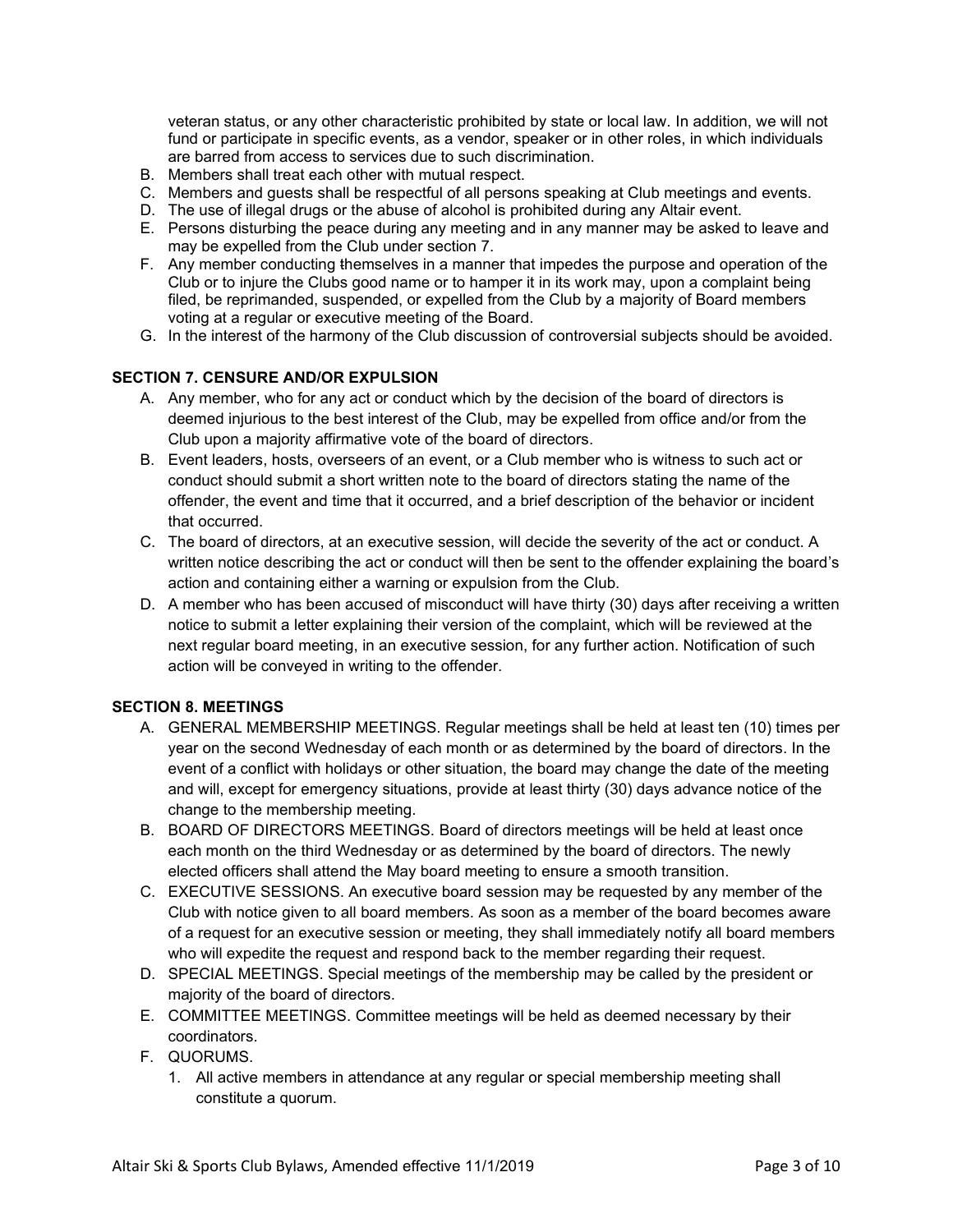veteran status, or any other characteristic prohibited by state or local law. In addition, we will not fund or participate in specific events, as a vendor, speaker or in other roles, in which individuals are barred from access to services due to such discrimination.

B. Members shall treat each other with mutual respect.
C. Members and guests shall be respectful of all persons speaking at Club meetings and events.
D. The use of illegal drugs or the abuse of alcohol is prohibited during any Altair event.
E. Persons disturbing the peace during any meeting and in any manner may be asked to leave and may be expelled from the Club under section 7.
F. Any member conducting themselves in a manner that impedes the purpose and operation of the Club or to injure the Clubs good name or to hamper it in its work may, upon a complaint being filed, be reprimanded, suspended, or expelled from the Club by a majority of Board members voting at a regular or executive meeting of the Board.
G. In the interest of the harmony of the Club discussion of controversial subjects should be avoided.

**SECTION 7. CENSURE AND/OR EXPULSION**

A. Any member, who for any act or conduct which by the decision of the board of directors is deemed injurious to the best interest of the Club, may be expelled from office and/or from the Club upon a majority affirmative vote of the board of directors.
B. Event leaders, hosts, overseers of an event, or a Club member who is witness to such act or conduct should submit a short written note to the board of directors stating the name of the offender, the event and time that it occurred, and a brief description of the behavior or incident that occurred.
C. The board of directors, at an executive session, will decide the severity of the act or conduct. A written notice describing the act or conduct will then be sent to the offender explaining the board's action and containing either a warning or expulsion from the Club.
D. A member who has been accused of misconduct will have thirty (30) days after receiving a written notice to submit a letter explaining their version of the complaint, which will be reviewed at the next regular board meeting, in an executive session, for any further action. Notification of such action will be conveyed in writing to the offender.

**SECTION 8. MEETINGS**

A. GENERAL MEMBERSHIP MEETINGS. Regular meetings shall be held at least ten (10) times per year on the second Wednesday of each month or as determined by the board of directors. In the event of a conflict with holidays or other situation, the board may change the date of the meeting and will, except for emergency situations, provide at least thirty (30) days advance notice of the change to the membership meeting.
B. BOARD OF DIRECTORS MEETINGS. Board of directors meetings will be held at least once each month on the third Wednesday or as determined by the board of directors. The newly elected officers shall attend the May board meeting to ensure a smooth transition.
C. EXECUTIVE SESSIONS. An executive board session may be requested by any member of the Club with notice given to all board members. As soon as a member of the board becomes aware of a request for an executive session or meeting, they shall immediately notify all board members who will expedite the request and respond back to the member regarding their request.
D. SPECIAL MEETINGS. Special meetings of the membership may be called by the president or majority of the board of directors.
E. COMMITTEE MEETINGS. Committee meetings will be held as deemed necessary by their coordinators.
F. QUORUMS.
    1. All active members in attendance at any regular or special membership meeting shall constitute a quorum.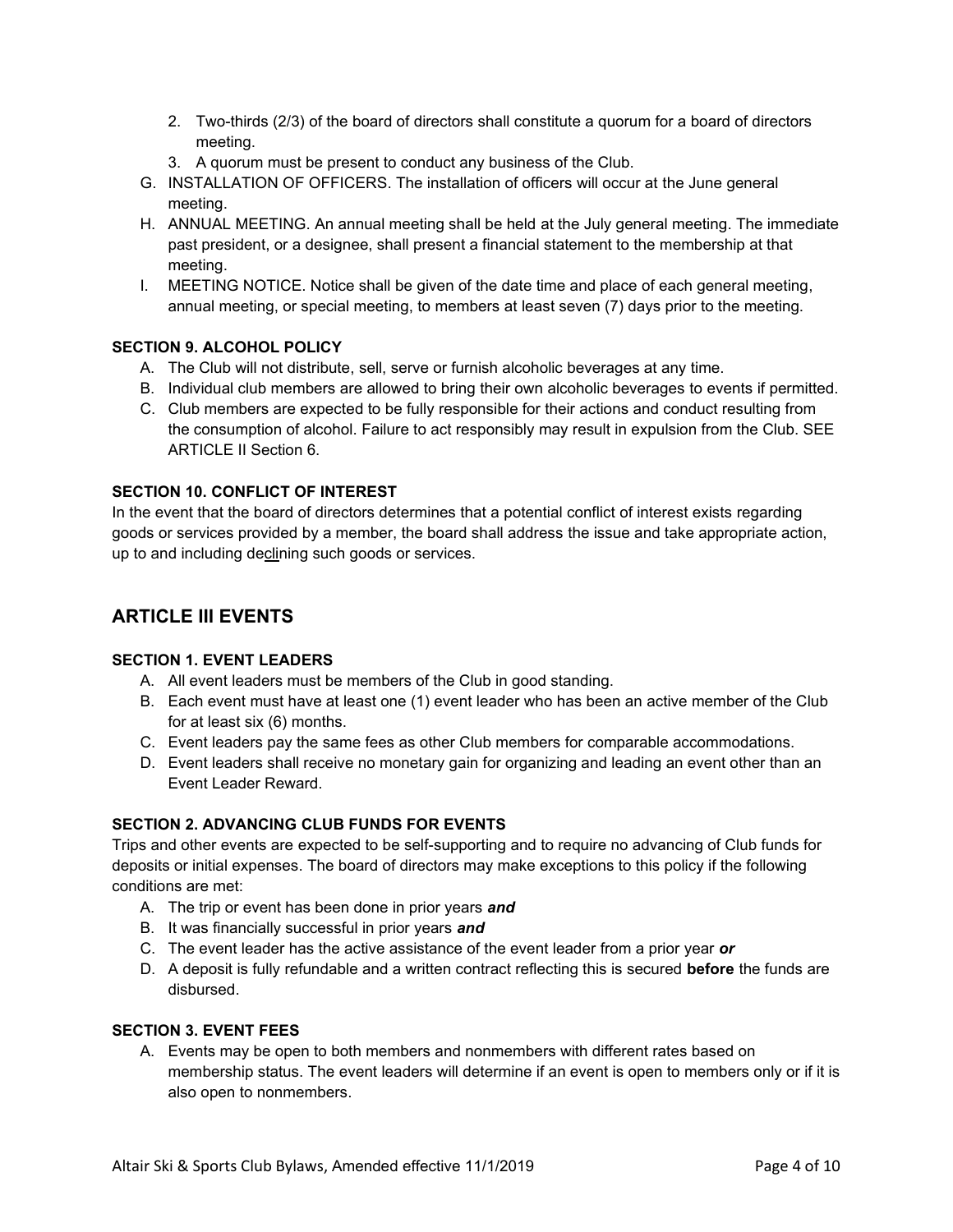2. Two-thirds (2/3) of the board of directors shall constitute a quorum for a board of directors meeting.
3. A quorum must be present to conduct any business of the Club.

G. INSTALLATION OF OFFICERS. The installation of officers will occur at the June general meeting.

H. ANNUAL MEETING. An annual meeting shall be held at the July general meeting. The immediate past president, or a designee, shall present a financial statement to the membership at that meeting.

I. MEETING NOTICE. Notice shall be given of the date time and place of each general meeting, annual meeting, or special meeting, to members at least seven (7) days prior to the meeting.

#### SECTION 9. ALCOHOL POLICY

A. The Club will not distribute, sell, serve or furnish alcoholic beverages at any time.
B. Individual club members are allowed to bring their own alcoholic beverages to events if permitted.
C. Club members are expected to be fully responsible for their actions and conduct resulting from the consumption of alcohol. Failure to act responsibly may result in expulsion from the Club. SEE ARTICLE II Section 6.

#### SECTION 10. CONFLICT OF INTEREST

In the event that the board of directors determines that a potential conflict of interest exists regarding goods or services provided by a member, the board shall address the issue and take appropriate action, up to and including declining such goods or services.

## ARTICLE III EVENTS

#### SECTION 1. EVENT LEADERS

A. All event leaders must be members of the Club in good standing.
B. Each event must have at least one (1) event leader who has been an active member of the Club for at least six (6) months.
C. Event leaders pay the same fees as other Club members for comparable accommodations.
D. Event leaders shall receive no monetary gain for organizing and leading an event other than an Event Leader Reward.

#### SECTION 2. ADVANCING CLUB FUNDS FOR EVENTS

Trips and other events are expected to be self-supporting and to require no advancing of Club funds for deposits or initial expenses. The board of directors may make exceptions to this policy if the following conditions are met:

A. The trip or event has been done in prior years ***and***
B. It was financially successful in prior years ***and***
C. The event leader has the active assistance of the event leader from a prior year ***or***
D. A deposit is fully refundable and a written contract reflecting this is secured **before** the funds are disbursed.

#### SECTION 3. EVENT FEES

A. Events may be open to both members and nonmembers with different rates based on membership status. The event leaders will determine if an event is open to members only or if it is also open to nonmembers.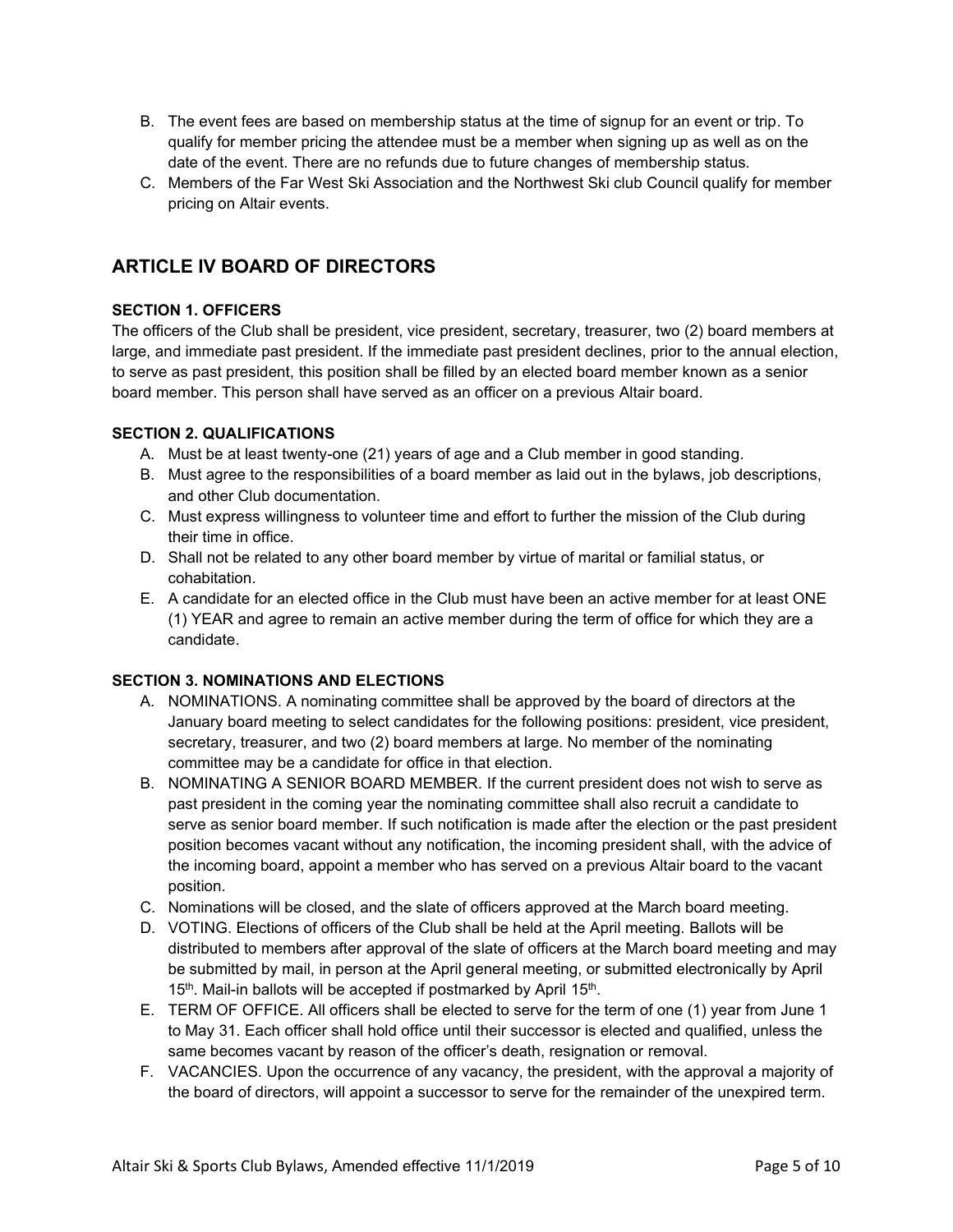B. The event fees are based on membership status at the time of signup for an event or trip. To qualify for member pricing the attendee must be a member when signing up as well as on the date of the event. There are no refunds due to future changes of membership status.

C. Members of the Far West Ski Association and the Northwest Ski club Council qualify for member pricing on Altair events.

## ARTICLE IV BOARD OF DIRECTORS

### SECTION 1. OFFICERS

The officers of the Club shall be president, vice president, secretary, treasurer, two (2) board members at large, and immediate past president. If the immediate past president declines, prior to the annual election, to serve as past president, this position shall be filled by an elected board member known as a senior board member. This person shall have served as an officer on a previous Altair board.

### SECTION 2. QUALIFICATIONS

A. Must be at least twenty-one (21) years of age and a Club member in good standing.

B. Must agree to the responsibilities of a board member as laid out in the bylaws, job descriptions, and other Club documentation.

C. Must express willingness to volunteer time and effort to further the mission of the Club during their time in office.

D. Shall not be related to any other board member by virtue of marital or familial status, or cohabitation.

E. A candidate for an elected office in the Club must have been an active member for at least ONE (1) YEAR and agree to remain an active member during the term of office for which they are a candidate.

### SECTION 3. NOMINATIONS AND ELECTIONS

A. NOMINATIONS. A nominating committee shall be approved by the board of directors at the January board meeting to select candidates for the following positions: president, vice president, secretary, treasurer, and two (2) board members at large. No member of the nominating committee may be a candidate for office in that election.

B. NOMINATING A SENIOR BOARD MEMBER. If the current president does not wish to serve as past president in the coming year the nominating committee shall also recruit a candidate to serve as senior board member. If such notification is made after the election or the past president position becomes vacant without any notification, the incoming president shall, with the advice of the incoming board, appoint a member who has served on a previous Altair board to the vacant position.

C. Nominations will be closed, and the slate of officers approved at the March board meeting.

D. VOTING. Elections of officers of the Club shall be held at the April meeting. Ballots will be distributed to members after approval of the slate of officers at the March board meeting and may be submitted by mail, in person at the April general meeting, or submitted electronically by April 15th. Mail-in ballots will be accepted if postmarked by April 15th.

E. TERM OF OFFICE. All officers shall be elected to serve for the term of one (1) year from June 1 to May 31. Each officer shall hold office until their successor is elected and qualified, unless the same becomes vacant by reason of the officer's death, resignation or removal.

F. VACANCIES. Upon the occurrence of any vacancy, the president, with the approval a majority of the board of directors, will appoint a successor to serve for the remainder of the unexpired term.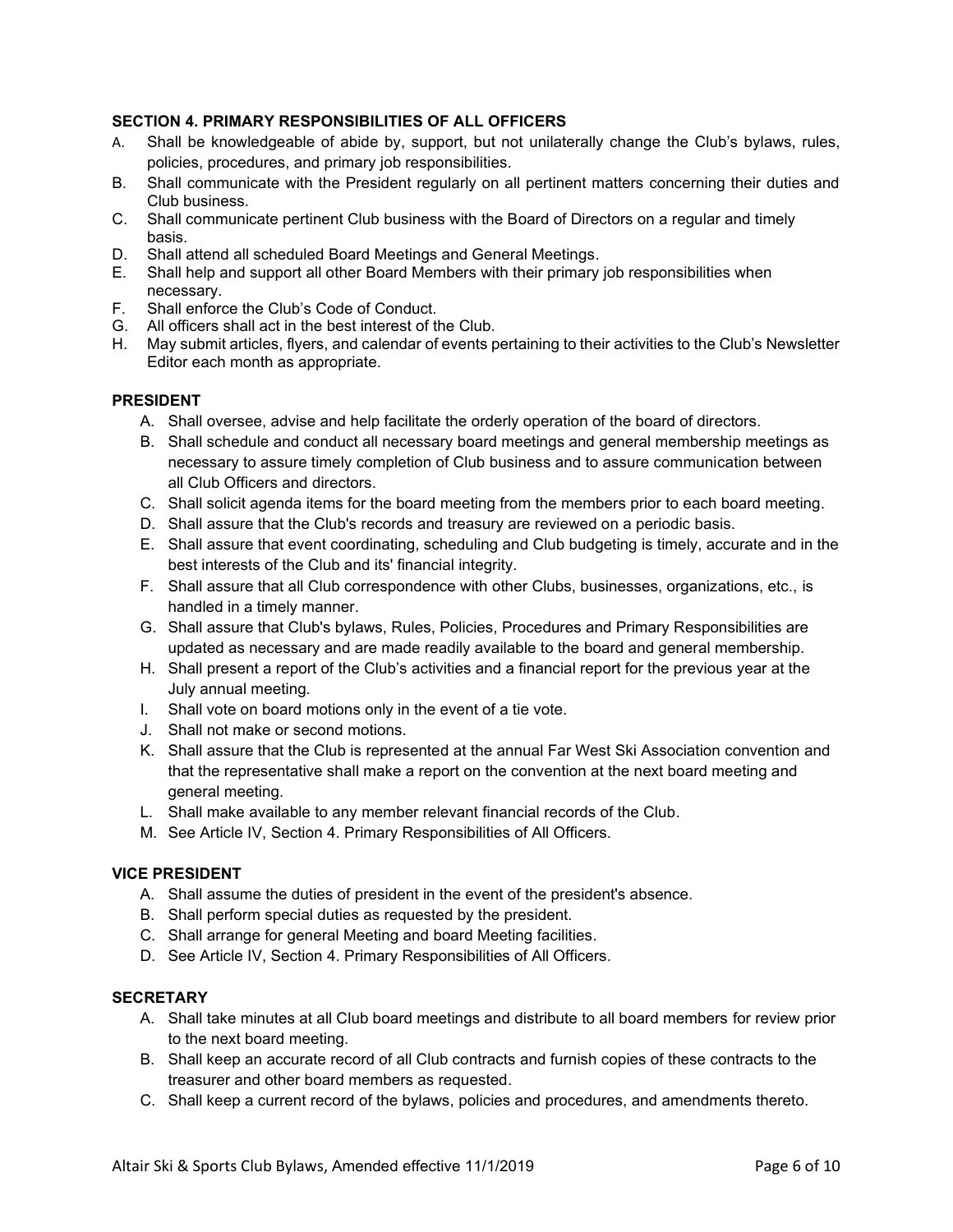**SECTION 4. PRIMARY RESPONSIBILITIES OF ALL OFFICERS**

A. Shall be knowledgeable of abide by, support, but not unilaterally change the Club's bylaws, rules, policies, procedures, and primary job responsibilities.
B. Shall communicate with the President regularly on all pertinent matters concerning their duties and Club business.
C. Shall communicate pertinent Club business with the Board of Directors on a regular and timely basis.
D. Shall attend all scheduled Board Meetings and General Meetings.
E. Shall help and support all other Board Members with their primary job responsibilities when necessary.
F. Shall enforce the Club's Code of Conduct.
G. All officers shall act in the best interest of the Club.
H. May submit articles, flyers, and calendar of events pertaining to their activities to the Club's Newsletter Editor each month as appropriate.

**PRESIDENT**

A. Shall oversee, advise and help facilitate the orderly operation of the board of directors.
B. Shall schedule and conduct all necessary board meetings and general membership meetings as necessary to assure timely completion of Club business and to assure communication between all Club Officers and directors.
C. Shall solicit agenda items for the board meeting from the members prior to each board meeting.
D. Shall assure that the Club's records and treasury are reviewed on a periodic basis.
E. Shall assure that event coordinating, scheduling and Club budgeting is timely, accurate and in the best interests of the Club and its' financial integrity.
F. Shall assure that all Club correspondence with other Clubs, businesses, organizations, etc., is handled in a timely manner.
G. Shall assure that Club's bylaws, Rules, Policies, Procedures and Primary Responsibilities are updated as necessary and are made readily available to the board and general membership.
H. Shall present a report of the Club's activities and a financial report for the previous year at the July annual meeting.
I. Shall vote on board motions only in the event of a tie vote.
J. Shall not make or second motions.
K. Shall assure that the Club is represented at the annual Far West Ski Association convention and that the representative shall make a report on the convention at the next board meeting and general meeting.
L. Shall make available to any member relevant financial records of the Club.
M. See Article IV, Section 4. Primary Responsibilities of All Officers.

**VICE PRESIDENT**

A. Shall assume the duties of president in the event of the president's absence.
B. Shall perform special duties as requested by the president.
C. Shall arrange for general Meeting and board Meeting facilities.
D. See Article IV, Section 4. Primary Responsibilities of All Officers.

**SECRETARY**

A. Shall take minutes at all Club board meetings and distribute to all board members for review prior to the next board meeting.
B. Shall keep an accurate record of all Club contracts and furnish copies of these contracts to the treasurer and other board members as requested.
C. Shall keep a current record of the bylaws, policies and procedures, and amendments thereto.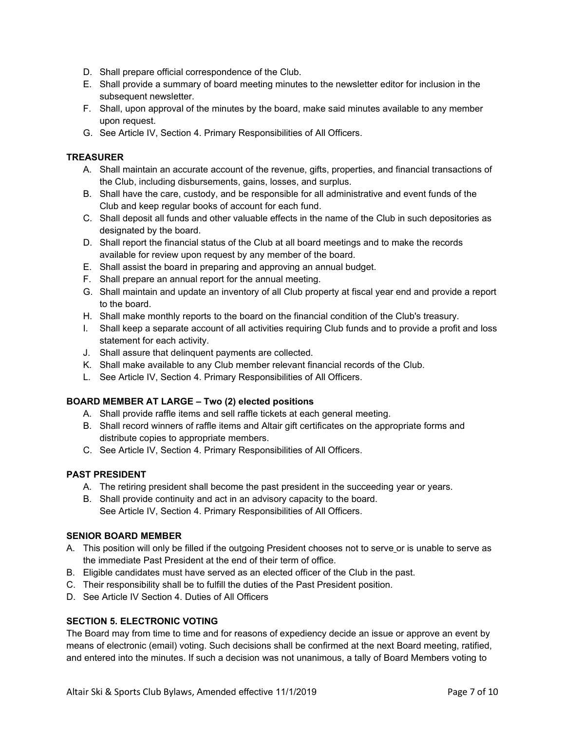D. Shall prepare official correspondence of the Club.
E. Shall provide a summary of board meeting minutes to the newsletter editor for inclusion in the subsequent newsletter.
F. Shall, upon approval of the minutes by the board, make said minutes available to any member upon request.
G. See Article IV, Section 4. Primary Responsibilities of All Officers.

**TREASURER**

A. Shall maintain an accurate account of the revenue, gifts, properties, and financial transactions of the Club, including disbursements, gains, losses, and surplus.
B. Shall have the care, custody, and be responsible for all administrative and event funds of the Club and keep regular books of account for each fund.
C. Shall deposit all funds and other valuable effects in the name of the Club in such depositories as designated by the board.
D. Shall report the financial status of the Club at all board meetings and to make the records available for review upon request by any member of the board.
E. Shall assist the board in preparing and approving an annual budget.
F. Shall prepare an annual report for the annual meeting.
G. Shall maintain and update an inventory of all Club property at fiscal year end and provide a report to the board.
H. Shall make monthly reports to the board on the financial condition of the Club's treasury.
I. Shall keep a separate account of all activities requiring Club funds and to provide a profit and loss statement for each activity.
J. Shall assure that delinquent payments are collected.
K. Shall make available to any Club member relevant financial records of the Club.
L. See Article IV, Section 4. Primary Responsibilities of All Officers.

**BOARD MEMBER AT LARGE – Two (2) elected positions**

A. Shall provide raffle items and sell raffle tickets at each general meeting.
B. Shall record winners of raffle items and Altair gift certificates on the appropriate forms and distribute copies to appropriate members.
C. See Article IV, Section 4. Primary Responsibilities of All Officers.

**PAST PRESIDENT**

A. The retiring president shall become the past president in the succeeding year or years.
B. Shall provide continuity and act in an advisory capacity to the board.
See Article IV, Section 4. Primary Responsibilities of All Officers.

**SENIOR BOARD MEMBER**

A. This position will only be filled if the outgoing President chooses not to serve or is unable to serve as the immediate Past President at the end of their term of office.
B. Eligible candidates must have served as an elected officer of the Club in the past.
C. Their responsibility shall be to fulfill the duties of the Past President position.
D. See Article IV Section 4. Duties of All Officers

**SECTION 5. ELECTRONIC VOTING**

The Board may from time to time and for reasons of expediency decide an issue or approve an event by means of electronic (email) voting. Such decisions shall be confirmed at the next Board meeting, ratified, and entered into the minutes. If such a decision was not unanimous, a tally of Board Members voting to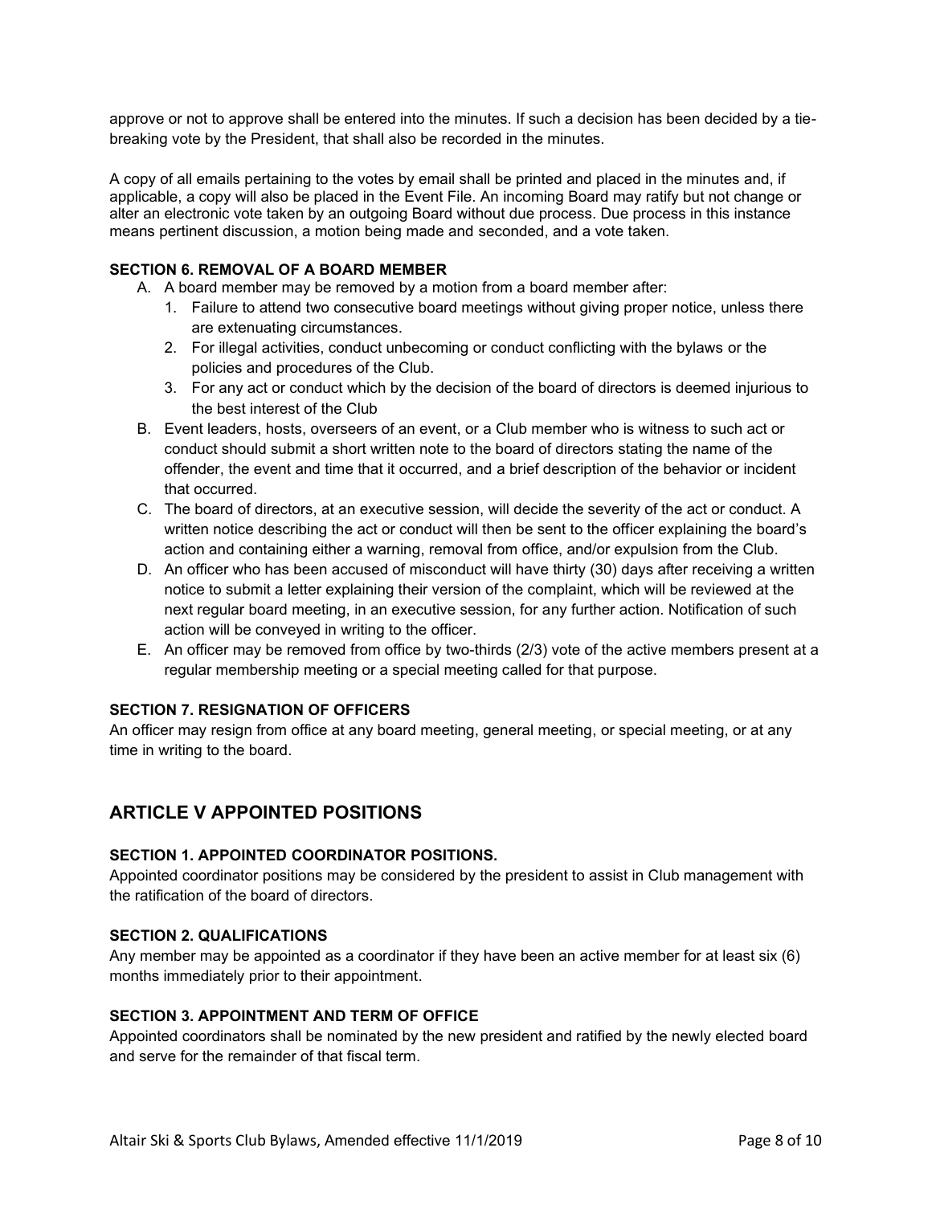approve or not to approve shall be entered into the minutes. If such a decision has been decided by a tie-breaking vote by the President, that shall also be recorded in the minutes.

A copy of all emails pertaining to the votes by email shall be printed and placed in the minutes and, if applicable, a copy will also be placed in the Event File. An incoming Board may ratify but not change or alter an electronic vote taken by an outgoing Board without due process. Due process in this instance means pertinent discussion, a motion being made and seconded, and a vote taken.

#### SECTION 6. REMOVAL OF A BOARD MEMBER

A. A board member may be removed by a motion from a board member after:
   1. Failure to attend two consecutive board meetings without giving proper notice, unless there are extenuating circumstances.
   2. For illegal activities, conduct unbecoming or conduct conflicting with the bylaws or the policies and procedures of the Club.
   3. For any act or conduct which by the decision of the board of directors is deemed injurious to the best interest of the Club

B. Event leaders, hosts, overseers of an event, or a Club member who is witness to such act or conduct should submit a short written note to the board of directors stating the name of the offender, the event and time that it occurred, and a brief description of the behavior or incident that occurred.

C. The board of directors, at an executive session, will decide the severity of the act or conduct. A written notice describing the act or conduct will then be sent to the officer explaining the board's action and containing either a warning, removal from office, and/or expulsion from the Club.

D. An officer who has been accused of misconduct will have thirty (30) days after receiving a written notice to submit a letter explaining their version of the complaint, which will be reviewed at the next regular board meeting, in an executive session, for any further action. Notification of such action will be conveyed in writing to the officer.

E. An officer may be removed from office by two-thirds (2/3) vote of the active members present at a regular membership meeting or a special meeting called for that purpose.

#### SECTION 7. RESIGNATION OF OFFICERS

An officer may resign from office at any board meeting, general meeting, or special meeting, or at any time in writing to the board.

## ARTICLE V APPOINTED POSITIONS

#### SECTION 1. APPOINTED COORDINATOR POSITIONS.

Appointed coordinator positions may be considered by the president to assist in Club management with the ratification of the board of directors.

#### SECTION 2. QUALIFICATIONS

Any member may be appointed as a coordinator if they have been an active member for at least six (6) months immediately prior to their appointment.

#### SECTION 3. APPOINTMENT AND TERM OF OFFICE

Appointed coordinators shall be nominated by the new president and ratified by the newly elected board and serve for the remainder of that fiscal term.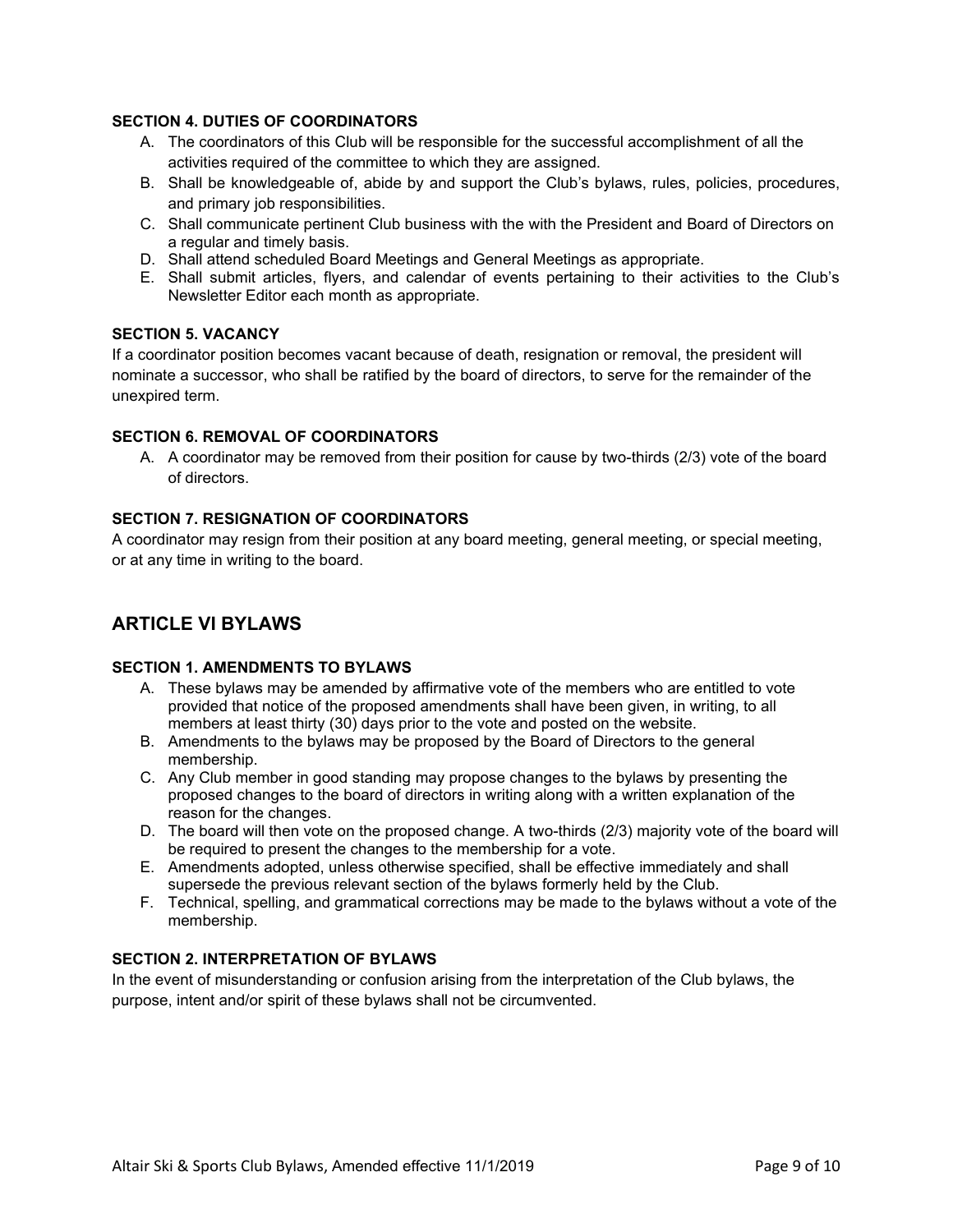#### SECTION 4. DUTIES OF COORDINATORS

A. The coordinators of this Club will be responsible for the successful accomplishment of all the activities required of the committee to which they are assigned.
B. Shall be knowledgeable of, abide by and support the Club's bylaws, rules, policies, procedures, and primary job responsibilities.
C. Shall communicate pertinent Club business with the with the President and Board of Directors on a regular and timely basis.
D. Shall attend scheduled Board Meetings and General Meetings as appropriate.
E. Shall submit articles, flyers, and calendar of events pertaining to their activities to the Club's Newsletter Editor each month as appropriate.

#### SECTION 5. VACANCY

If a coordinator position becomes vacant because of death, resignation or removal, the president will nominate a successor, who shall be ratified by the board of directors, to serve for the remainder of the unexpired term.

#### SECTION 6. REMOVAL OF COORDINATORS

A. A coordinator may be removed from their position for cause by two-thirds (2/3) vote of the board of directors.

#### SECTION 7. RESIGNATION OF COORDINATORS

A coordinator may resign from their position at any board meeting, general meeting, or special meeting, or at any time in writing to the board.

## ARTICLE VI BYLAWS

#### SECTION 1. AMENDMENTS TO BYLAWS

A. These bylaws may be amended by affirmative vote of the members who are entitled to vote provided that notice of the proposed amendments shall have been given, in writing, to all members at least thirty (30) days prior to the vote and posted on the website.
B. Amendments to the bylaws may be proposed by the Board of Directors to the general membership.
C. Any Club member in good standing may propose changes to the bylaws by presenting the proposed changes to the board of directors in writing along with a written explanation of the reason for the changes.
D. The board will then vote on the proposed change. A two-thirds (2/3) majority vote of the board will be required to present the changes to the membership for a vote.
E. Amendments adopted, unless otherwise specified, shall be effective immediately and shall supersede the previous relevant section of the bylaws formerly held by the Club.
F. Technical, spelling, and grammatical corrections may be made to the bylaws without a vote of the membership.

#### SECTION 2. INTERPRETATION OF BYLAWS

In the event of misunderstanding or confusion arising from the interpretation of the Club bylaws, the purpose, intent and/or spirit of these bylaws shall not be circumvented.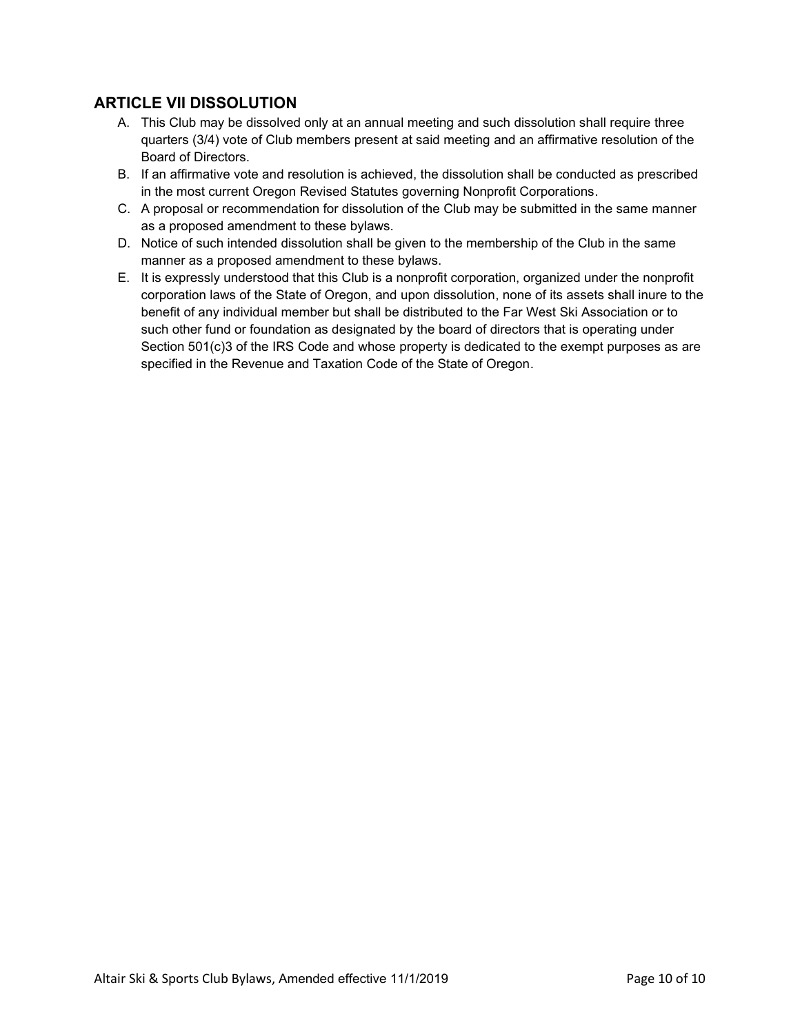## ARTICLE VII DISSOLUTION

A. This Club may be dissolved only at an annual meeting and such dissolution shall require three quarters (3/4) vote of Club members present at said meeting and an affirmative resolution of the Board of Directors.
B. If an affirmative vote and resolution is achieved, the dissolution shall be conducted as prescribed in the most current Oregon Revised Statutes governing Nonprofit Corporations.
C. A proposal or recommendation for dissolution of the Club may be submitted in the same manner as a proposed amendment to these bylaws.
D. Notice of such intended dissolution shall be given to the membership of the Club in the same manner as a proposed amendment to these bylaws.
E. It is expressly understood that this Club is a nonprofit corporation, organized under the nonprofit corporation laws of the State of Oregon, and upon dissolution, none of its assets shall inure to the benefit of any individual member but shall be distributed to the Far West Ski Association or to such other fund or foundation as designated by the board of directors that is operating under Section 501(c)3 of the IRS Code and whose property is dedicated to the exempt purposes as are specified in the Revenue and Taxation Code of the State of Oregon.